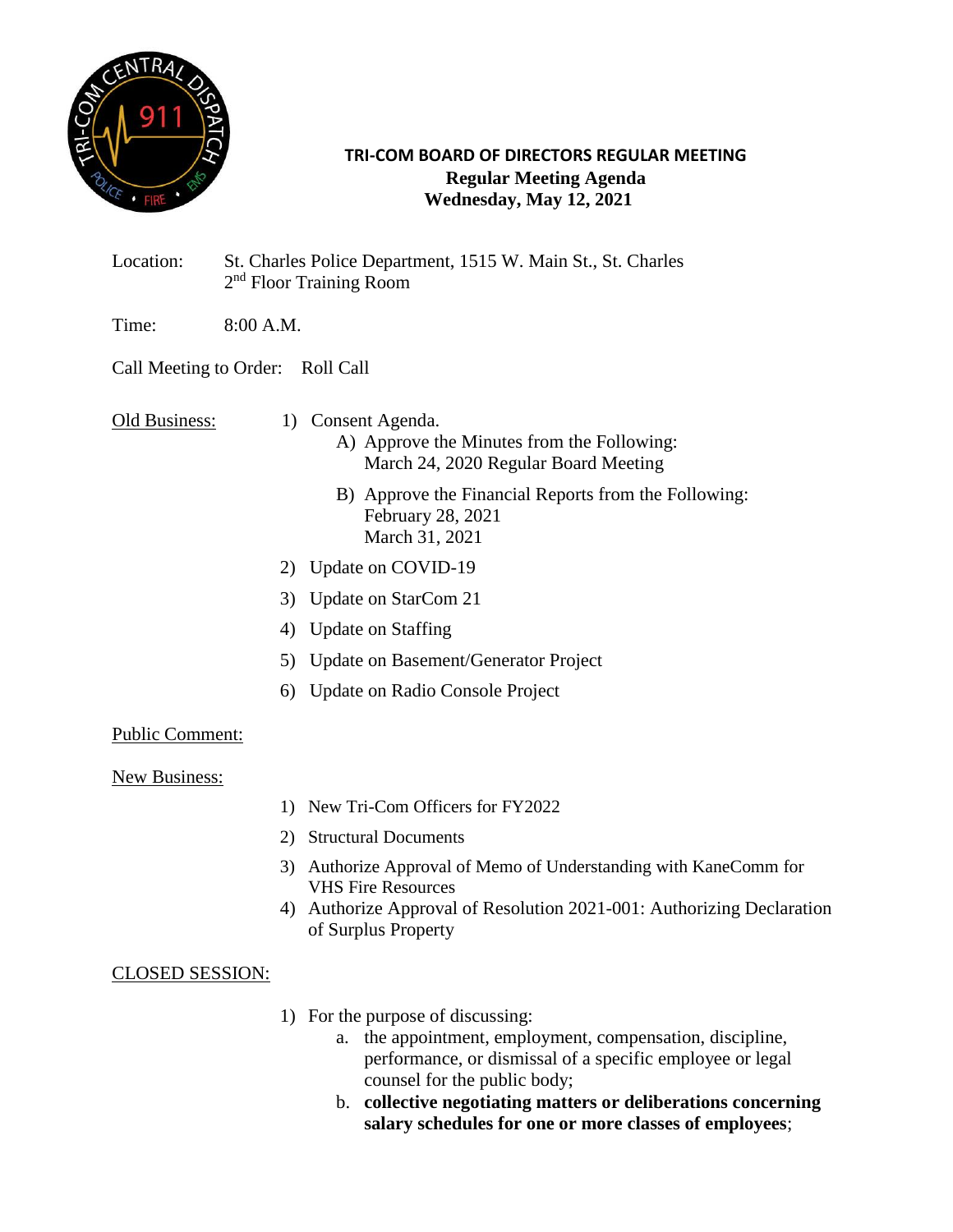# TRI-COM BOARD OF DIRECTORS REGULAR MEETING

**Regular Meeting Agenda**
**Wednesday, May 12, 2021**

Location: St. Charles Police Department, 1515 W. Main St., St. Charles
2nd Floor Training Room

Time: 8:00 A.M.

Call Meeting to Order: Roll Call

Old Business:

1) Consent Agenda.
   A) Approve the Minutes from the Following:
      March 24, 2020 Regular Board Meeting
   B) Approve the Financial Reports from the Following:
      February 28, 2021
      March 31, 2021
2) Update on COVID-19
3) Update on StarCom 21
4) Update on Staffing
5) Update on Basement/Generator Project
6) Update on Radio Console Project

Public Comment:

New Business:

1) New Tri-Com Officers for FY2022
2) Structural Documents
3) Authorize Approval of Memo of Understanding with KaneComm for VHS Fire Resources
4) Authorize Approval of Resolution 2021-001: Authorizing Declaration of Surplus Property

CLOSED SESSION:

1) For the purpose of discussing:
   a. the appointment, employment, compensation, discipline, performance, or dismissal of a specific employee or legal counsel for the public body;
   b. **collective negotiating matters or deliberations concerning salary schedules for one or more classes of employees**;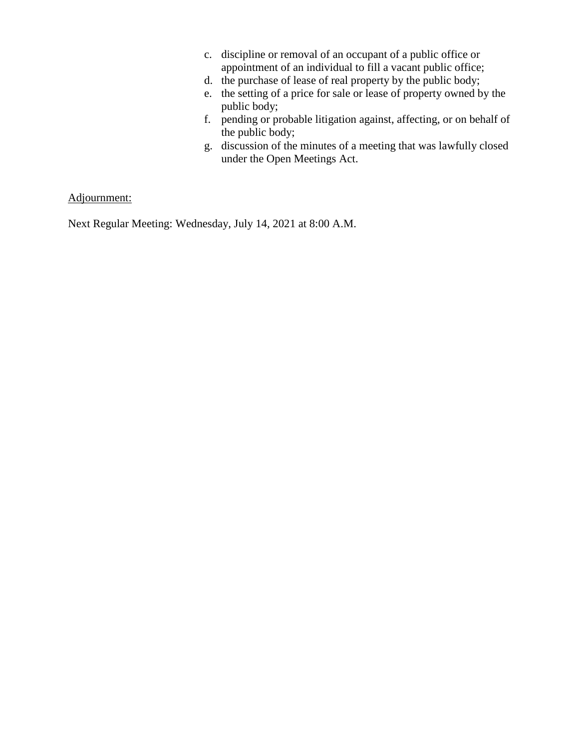c. discipline or removal of an occupant of a public office or appointment of an individual to fill a vacant public office;
d. the purchase of lease of real property by the public body;
e. the setting of a price for sale or lease of property owned by the public body;
f. pending or probable litigation against, affecting, or on behalf of the public body;
g. discussion of the minutes of a meeting that was lawfully closed under the Open Meetings Act.

Adjournment:

Next Regular Meeting: Wednesday, July 14, 2021 at 8:00 A.M.